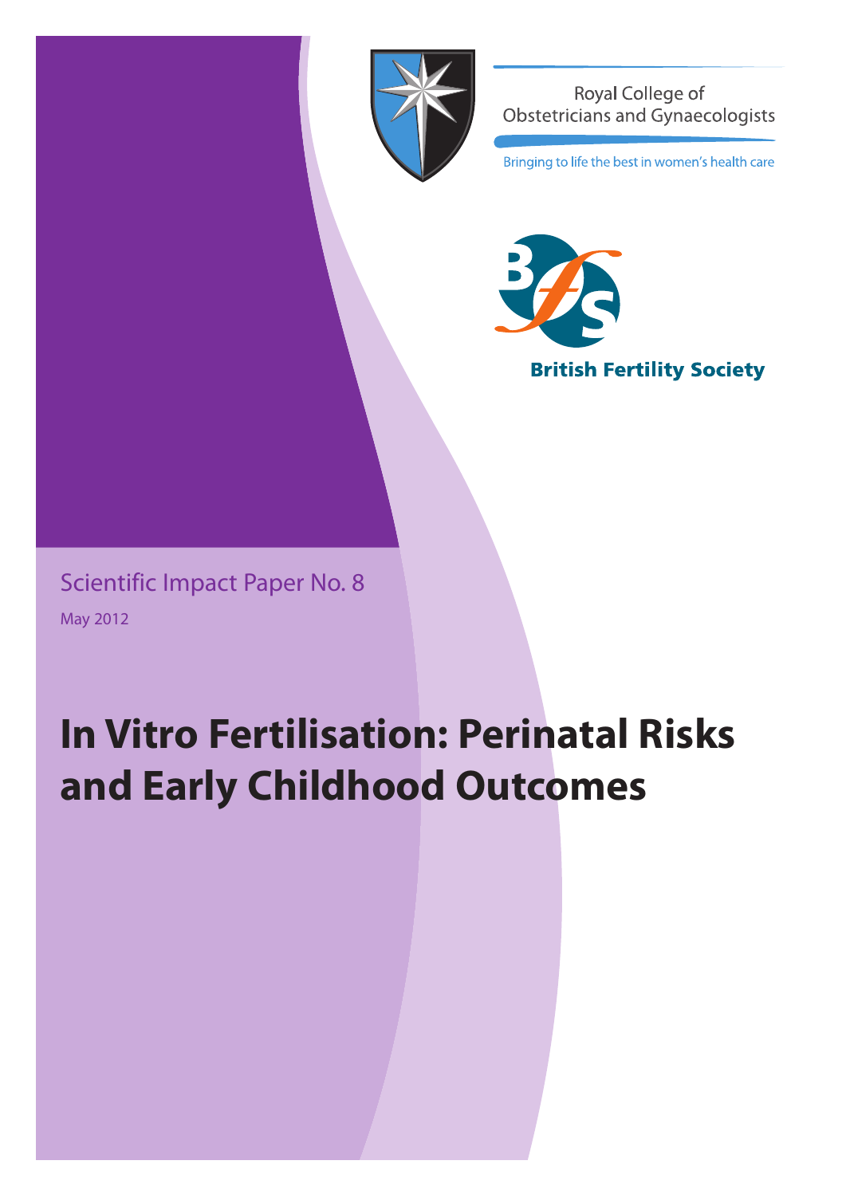Royal College of Obstetricians and Gynaecologists

Bringing to life the best in women's health care

British Fertility Society

Scientific Impact Paper No. 8

May 2012

# In Vitro Fertilisation: Perinatal Risks and Early Childhood Outcomes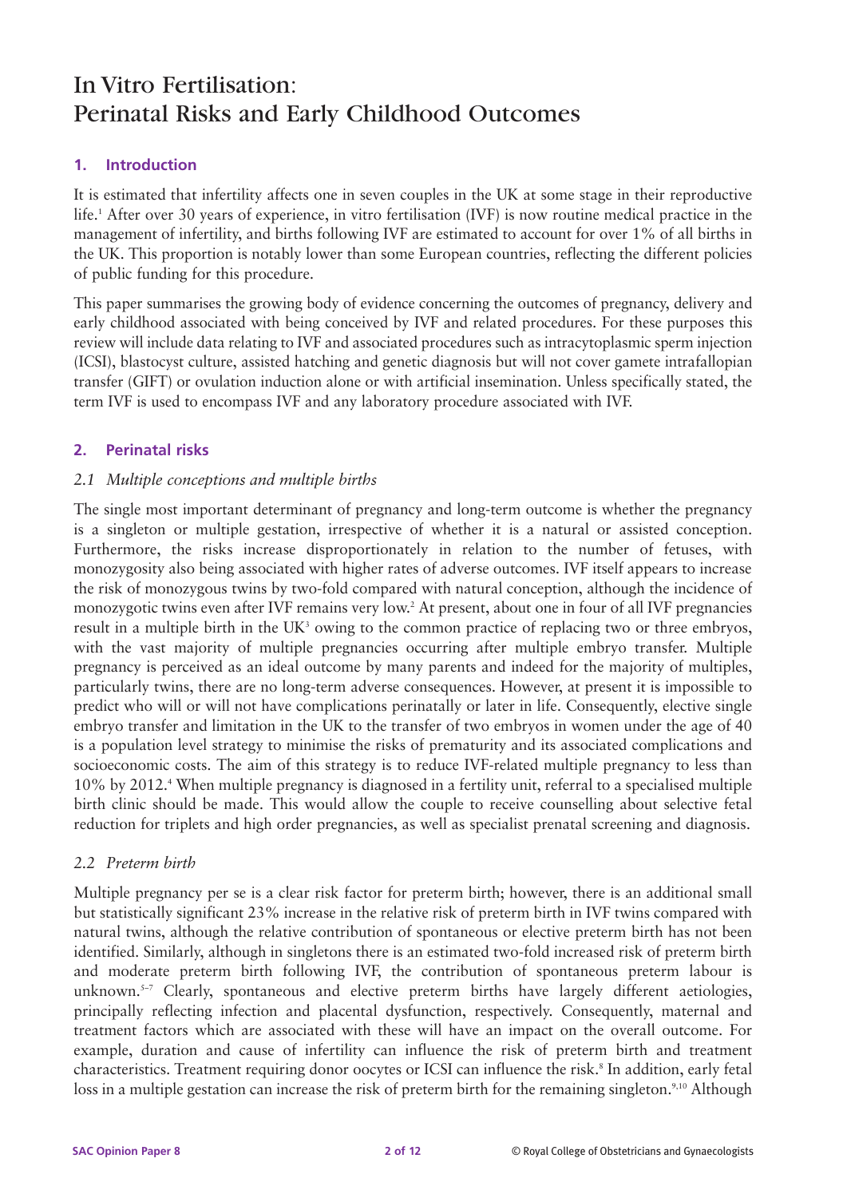# In Vitro Fertilisation: Perinatal Risks and Early Childhood Outcomes

## 1. Introduction

It is estimated that infertility affects one in seven couples in the UK at some stage in their reproductive life.[1] After over 30 years of experience, in vitro fertilisation (IVF) is now routine medical practice in the management of infertility, and births following IVF are estimated to account for over 1% of all births in the UK. This proportion is notably lower than some European countries, reflecting the different policies of public funding for this procedure.

This paper summarises the growing body of evidence concerning the outcomes of pregnancy, delivery and early childhood associated with being conceived by IVF and related procedures. For these purposes this review will include data relating to IVF and associated procedures such as intracytoplasmic sperm injection (ICSI), blastocyst culture, assisted hatching and genetic diagnosis but will not cover gamete intrafallopian transfer (GIFT) or ovulation induction alone or with artificial insemination. Unless specifically stated, the term IVF is used to encompass IVF and any laboratory procedure associated with IVF.

## 2. Perinatal risks

### *2.1 Multiple conceptions and multiple births*

The single most important determinant of pregnancy and long-term outcome is whether the pregnancy is a singleton or multiple gestation, irrespective of whether it is a natural or assisted conception. Furthermore, the risks increase disproportionately in relation to the number of fetuses, with monozygosity also being associated with higher rates of adverse outcomes. IVF itself appears to increase the risk of monozygous twins by two-fold compared with natural conception, although the incidence of monozygotic twins even after IVF remains very low.[2] At present, about one in four of all IVF pregnancies result in a multiple birth in the UK[3] owing to the common practice of replacing two or three embryos, with the vast majority of multiple pregnancies occurring after multiple embryo transfer. Multiple pregnancy is perceived as an ideal outcome by many parents and indeed for the majority of multiples, particularly twins, there are no long-term adverse consequences. However, at present it is impossible to predict who will or will not have complications perinatally or later in life. Consequently, elective single embryo transfer and limitation in the UK to the transfer of two embryos in women under the age of 40 is a population level strategy to minimise the risks of prematurity and its associated complications and socioeconomic costs. The aim of this strategy is to reduce IVF-related multiple pregnancy to less than 10% by 2012.[4] When multiple pregnancy is diagnosed in a fertility unit, referral to a specialised multiple birth clinic should be made. This would allow the couple to receive counselling about selective fetal reduction for triplets and high order pregnancies, as well as specialist prenatal screening and diagnosis.

### *2.2 Preterm birth*

Multiple pregnancy per se is a clear risk factor for preterm birth; however, there is an additional small but statistically significant 23% increase in the relative risk of preterm birth in IVF twins compared with natural twins, although the relative contribution of spontaneous or elective preterm birth has not been identified. Similarly, although in singletons there is an estimated two-fold increased risk of preterm birth and moderate preterm birth following IVF, the contribution of spontaneous preterm labour is unknown.[5–7] Clearly, spontaneous and elective preterm births have largely different aetiologies, principally reflecting infection and placental dysfunction, respectively. Consequently, maternal and treatment factors which are associated with these will have an impact on the overall outcome. For example, duration and cause of infertility can influence the risk of preterm birth and treatment characteristics. Treatment requiring donor oocytes or ICSI can influence the risk.[8] In addition, early fetal loss in a multiple gestation can increase the risk of preterm birth for the remaining singleton.[9,10] Although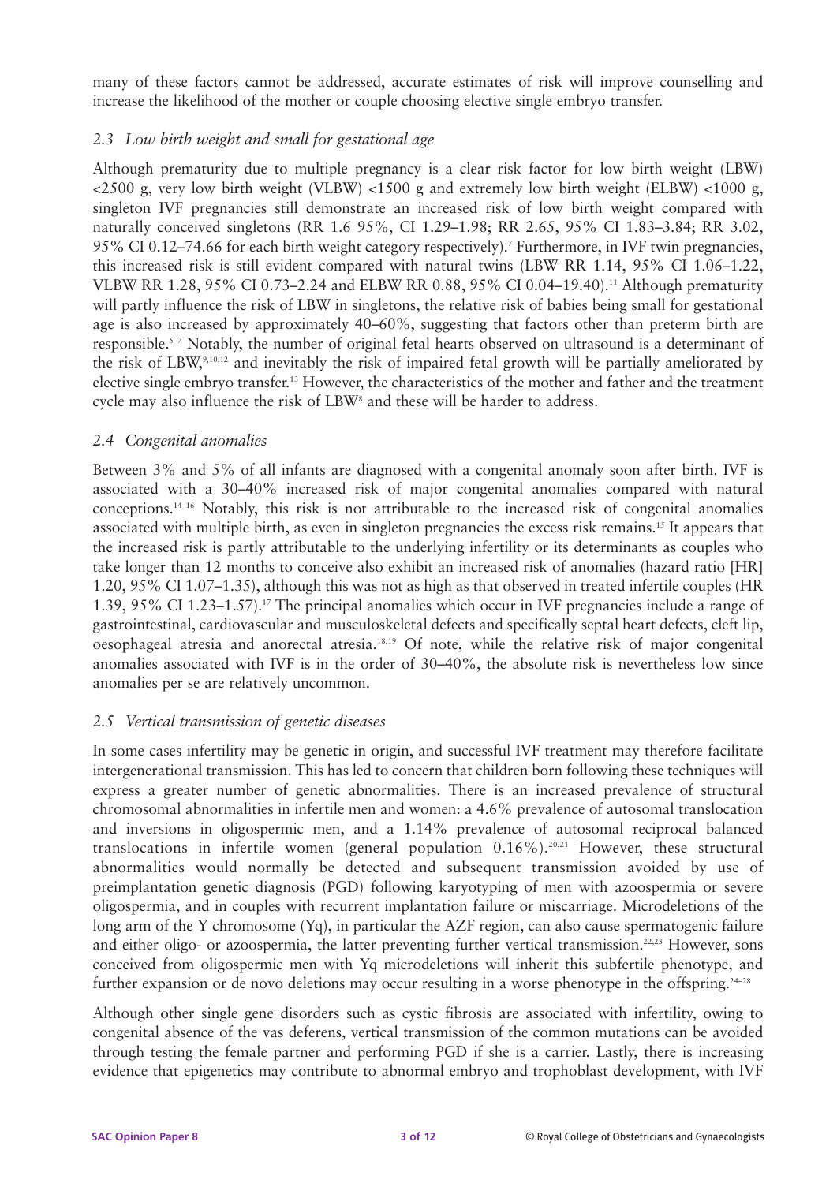many of these factors cannot be addressed, accurate estimates of risk will improve counselling and increase the likelihood of the mother or couple choosing elective single embryo transfer.

### *2.3 Low birth weight and small for gestational age*

Although prematurity due to multiple pregnancy is a clear risk factor for low birth weight (LBW) <2500 g, very low birth weight (VLBW) <1500 g and extremely low birth weight (ELBW) <1000 g, singleton IVF pregnancies still demonstrate an increased risk of low birth weight compared with naturally conceived singletons (RR 1.6 95%, CI 1.29–1.98; RR 2.65, 95% CI 1.83–3.84; RR 3.02, 95% CI 0.12–74.66 for each birth weight category respectively).[7] Furthermore, in IVF twin pregnancies, this increased risk is still evident compared with natural twins (LBW RR 1.14, 95% CI 1.06–1.22, VLBW RR 1.28, 95% CI 0.73–2.24 and ELBW RR 0.88, 95% CI 0.04–19.40).[11] Although prematurity will partly influence the risk of LBW in singletons, the relative risk of babies being small for gestational age is also increased by approximately 40–60%, suggesting that factors other than preterm birth are responsible.[5–7] Notably, the number of original fetal hearts observed on ultrasound is a determinant of the risk of LBW,[9,10,12] and inevitably the risk of impaired fetal growth will be partially ameliorated by elective single embryo transfer.[13] However, the characteristics of the mother and father and the treatment cycle may also influence the risk of LBW[8] and these will be harder to address.

### *2.4 Congenital anomalies*

Between 3% and 5% of all infants are diagnosed with a congenital anomaly soon after birth. IVF is associated with a 30–40% increased risk of major congenital anomalies compared with natural conceptions.[14–16] Notably, this risk is not attributable to the increased risk of congenital anomalies associated with multiple birth, as even in singleton pregnancies the excess risk remains.[15] It appears that the increased risk is partly attributable to the underlying infertility or its determinants as couples who take longer than 12 months to conceive also exhibit an increased risk of anomalies (hazard ratio [HR] 1.20, 95% CI 1.07–1.35), although this was not as high as that observed in treated infertile couples (HR 1.39, 95% CI 1.23–1.57).[17] The principal anomalies which occur in IVF pregnancies include a range of gastrointestinal, cardiovascular and musculoskeletal defects and specifically septal heart defects, cleft lip, oesophageal atresia and anorectal atresia.[18,19] Of note, while the relative risk of major congenital anomalies associated with IVF is in the order of 30–40%, the absolute risk is nevertheless low since anomalies per se are relatively uncommon.

### *2.5 Vertical transmission of genetic diseases*

In some cases infertility may be genetic in origin, and successful IVF treatment may therefore facilitate intergenerational transmission. This has led to concern that children born following these techniques will express a greater number of genetic abnormalities. There is an increased prevalence of structural chromosomal abnormalities in infertile men and women: a 4.6% prevalence of autosomal translocation and inversions in oligospermic men, and a 1.14% prevalence of autosomal reciprocal balanced translocations in infertile women (general population 0.16%).[20,21] However, these structural abnormalities would normally be detected and subsequent transmission avoided by use of preimplantation genetic diagnosis (PGD) following karyotyping of men with azoospermia or severe oligospermia, and in couples with recurrent implantation failure or miscarriage. Microdeletions of the long arm of the Y chromosome (Yq), in particular the AZF region, can also cause spermatogenic failure and either oligo- or azoospermia, the latter preventing further vertical transmission.[22,23] However, sons conceived from oligospermic men with Yq microdeletions will inherit this subfertile phenotype, and further expansion or de novo deletions may occur resulting in a worse phenotype in the offspring.[24–28]

Although other single gene disorders such as cystic fibrosis are associated with infertility, owing to congenital absence of the vas deferens, vertical transmission of the common mutations can be avoided through testing the female partner and performing PGD if she is a carrier. Lastly, there is increasing evidence that epigenetics may contribute to abnormal embryo and trophoblast development, with IVF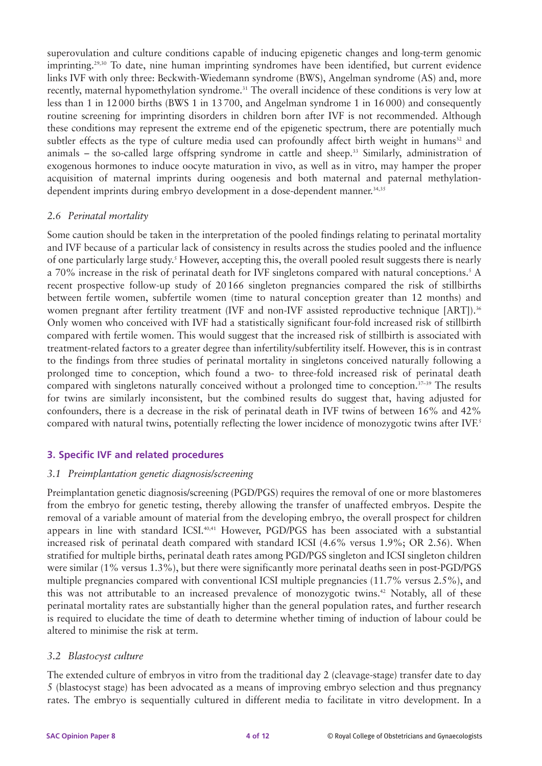superovulation and culture conditions capable of inducing epigenetic changes and long-term genomic imprinting.[29,30] To date, nine human imprinting syndromes have been identified, but current evidence links IVF with only three: Beckwith-Wiedemann syndrome (BWS), Angelman syndrome (AS) and, more recently, maternal hypomethylation syndrome.[31] The overall incidence of these conditions is very low at less than 1 in 12 000 births (BWS 1 in 13 700, and Angelman syndrome 1 in 16 000) and consequently routine screening for imprinting disorders in children born after IVF is not recommended. Although these conditions may represent the extreme end of the epigenetic spectrum, there are potentially much subtler effects as the type of culture media used can profoundly affect birth weight in humans[32] and animals – the so-called large offspring syndrome in cattle and sheep.[33] Similarly, administration of exogenous hormones to induce oocyte maturation in vivo, as well as in vitro, may hamper the proper acquisition of maternal imprints during oogenesis and both maternal and paternal methylation-dependent imprints during embryo development in a dose-dependent manner.[34,35]

### *2.6 Perinatal mortality*

Some caution should be taken in the interpretation of the pooled findings relating to perinatal mortality and IVF because of a particular lack of consistency in results across the studies pooled and the influence of one particularly large study.[5] However, accepting this, the overall pooled result suggests there is nearly a 70% increase in the risk of perinatal death for IVF singletons compared with natural conceptions.[5] A recent prospective follow-up study of 20 166 singleton pregnancies compared the risk of stillbirths between fertile women, subfertile women (time to natural conception greater than 12 months) and women pregnant after fertility treatment (IVF and non-IVF assisted reproductive technique [ART]).[36] Only women who conceived with IVF had a statistically significant four-fold increased risk of stillbirth compared with fertile women. This would suggest that the increased risk of stillbirth is associated with treatment-related factors to a greater degree than infertility/subfertility itself. However, this is in contrast to the findings from three studies of perinatal mortality in singletons conceived naturally following a prolonged time to conception, which found a two- to three-fold increased risk of perinatal death compared with singletons naturally conceived without a prolonged time to conception.[37–39] The results for twins are similarly inconsistent, but the combined results do suggest that, having adjusted for confounders, there is a decrease in the risk of perinatal death in IVF twins of between 16% and 42% compared with natural twins, potentially reflecting the lower incidence of monozygotic twins after IVF.[5]

## 3. Specific IVF and related procedures

### *3.1 Preimplantation genetic diagnosis/screening*

Preimplantation genetic diagnosis/screening (PGD/PGS) requires the removal of one or more blastomeres from the embryo for genetic testing, thereby allowing the transfer of unaffected embryos. Despite the removal of a variable amount of material from the developing embryo, the overall prospect for children appears in line with standard ICSI.[40,41] However, PGD/PGS has been associated with a substantial increased risk of perinatal death compared with standard ICSI (4.6% versus 1.9%; OR 2.56). When stratified for multiple births, perinatal death rates among PGD/PGS singleton and ICSI singleton children were similar (1% versus 1.3%), but there were significantly more perinatal deaths seen in post-PGD/PGS multiple pregnancies compared with conventional ICSI multiple pregnancies (11.7% versus 2.5%), and this was not attributable to an increased prevalence of monozygotic twins.[42] Notably, all of these perinatal mortality rates are substantially higher than the general population rates, and further research is required to elucidate the time of death to determine whether timing of induction of labour could be altered to minimise the risk at term.

### *3.2 Blastocyst culture*

The extended culture of embryos in vitro from the traditional day 2 (cleavage-stage) transfer date to day 5 (blastocyst stage) has been advocated as a means of improving embryo selection and thus pregnancy rates. The embryo is sequentially cultured in different media to facilitate in vitro development. In a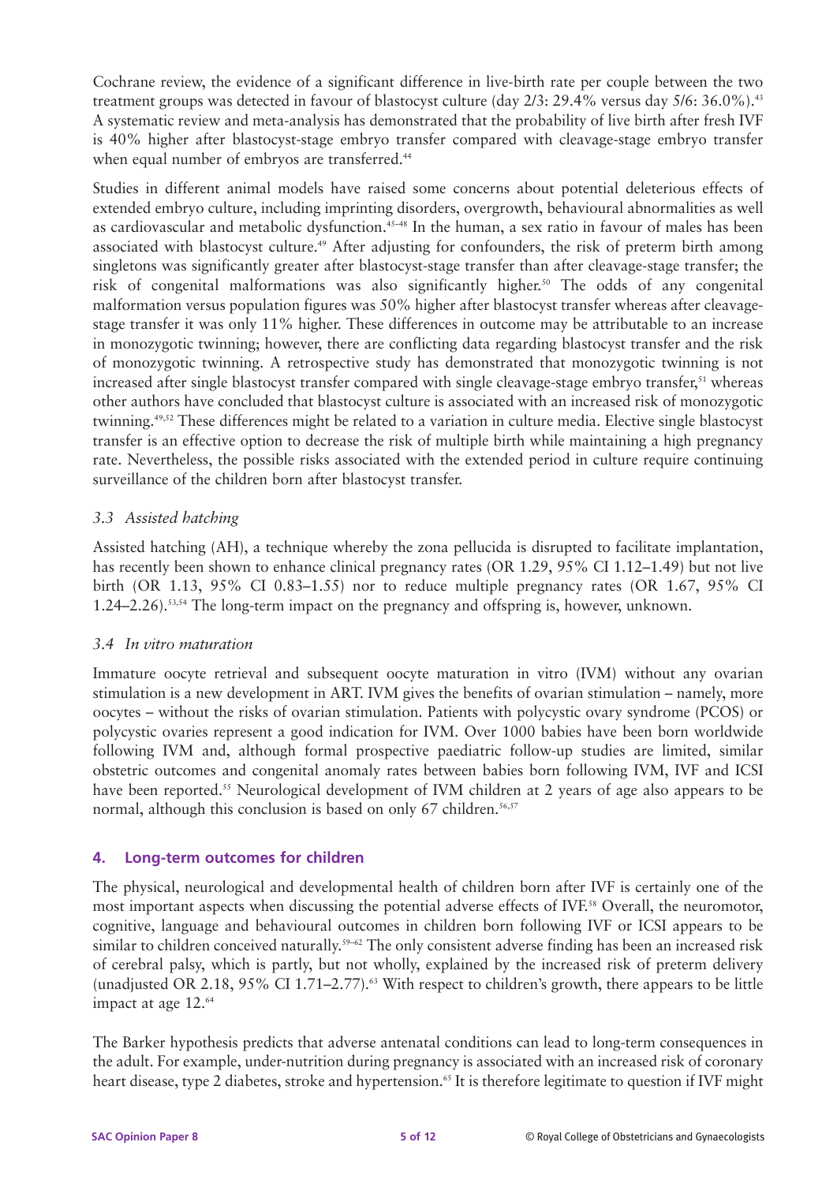Cochrane review, the evidence of a significant difference in live-birth rate per couple between the two treatment groups was detected in favour of blastocyst culture (day 2/3: 29.4% versus day 5/6: 36.0%).[43] A systematic review and meta-analysis has demonstrated that the probability of live birth after fresh IVF is 40% higher after blastocyst-stage embryo transfer compared with cleavage-stage embryo transfer when equal number of embryos are transferred.[44]

Studies in different animal models have raised some concerns about potential deleterious effects of extended embryo culture, including imprinting disorders, overgrowth, behavioural abnormalities as well as cardiovascular and metabolic dysfunction.[45–48] In the human, a sex ratio in favour of males has been associated with blastocyst culture.[49] After adjusting for confounders, the risk of preterm birth among singletons was significantly greater after blastocyst-stage transfer than after cleavage-stage transfer; the risk of congenital malformations was also significantly higher.[50] The odds of any congenital malformation versus population figures was 50% higher after blastocyst transfer whereas after cleavage-stage transfer it was only 11% higher. These differences in outcome may be attributable to an increase in monozygotic twinning; however, there are conflicting data regarding blastocyst transfer and the risk of monozygotic twinning. A retrospective study has demonstrated that monozygotic twinning is not increased after single blastocyst transfer compared with single cleavage-stage embryo transfer,[51] whereas other authors have concluded that blastocyst culture is associated with an increased risk of monozygotic twinning.[49,52] These differences might be related to a variation in culture media. Elective single blastocyst transfer is an effective option to decrease the risk of multiple birth while maintaining a high pregnancy rate. Nevertheless, the possible risks associated with the extended period in culture require continuing surveillance of the children born after blastocyst transfer.

### *3.3 Assisted hatching*

Assisted hatching (AH), a technique whereby the zona pellucida is disrupted to facilitate implantation, has recently been shown to enhance clinical pregnancy rates (OR 1.29, 95% CI 1.12–1.49) but not live birth (OR 1.13, 95% CI 0.83–1.55) nor to reduce multiple pregnancy rates (OR 1.67, 95% CI 1.24–2.26).[53,54] The long-term impact on the pregnancy and offspring is, however, unknown.

### *3.4 In vitro maturation*

Immature oocyte retrieval and subsequent oocyte maturation in vitro (IVM) without any ovarian stimulation is a new development in ART. IVM gives the benefits of ovarian stimulation – namely, more oocytes – without the risks of ovarian stimulation. Patients with polycystic ovary syndrome (PCOS) or polycystic ovaries represent a good indication for IVM. Over 1000 babies have been born worldwide following IVM and, although formal prospective paediatric follow-up studies are limited, similar obstetric outcomes and congenital anomaly rates between babies born following IVM, IVF and ICSI have been reported.[55] Neurological development of IVM children at 2 years of age also appears to be normal, although this conclusion is based on only 67 children.[56,57]

## 4. Long-term outcomes for children

The physical, neurological and developmental health of children born after IVF is certainly one of the most important aspects when discussing the potential adverse effects of IVF.[58] Overall, the neuromotor, cognitive, language and behavioural outcomes in children born following IVF or ICSI appears to be similar to children conceived naturally.[59–62] The only consistent adverse finding has been an increased risk of cerebral palsy, which is partly, but not wholly, explained by the increased risk of preterm delivery (unadjusted OR 2.18, 95% CI 1.71–2.77).[63] With respect to children's growth, there appears to be little impact at age 12.[64]

The Barker hypothesis predicts that adverse antenatal conditions can lead to long-term consequences in the adult. For example, under-nutrition during pregnancy is associated with an increased risk of coronary heart disease, type 2 diabetes, stroke and hypertension.[65] It is therefore legitimate to question if IVF might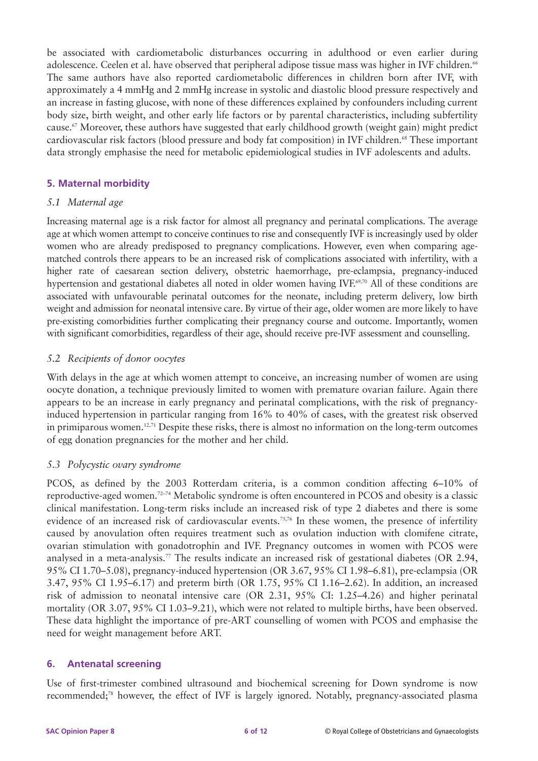be associated with cardiometabolic disturbances occurring in adulthood or even earlier during adolescence. Ceelen et al. have observed that peripheral adipose tissue mass was higher in IVF children.[66] The same authors have also reported cardiometabolic differences in children born after IVF, with approximately a 4 mmHg and 2 mmHg increase in systolic and diastolic blood pressure respectively and an increase in fasting glucose, with none of these differences explained by confounders including current body size, birth weight, and other early life factors or by parental characteristics, including subfertility cause.[67] Moreover, these authors have suggested that early childhood growth (weight gain) might predict cardiovascular risk factors (blood pressure and body fat composition) in IVF children.[68] These important data strongly emphasise the need for metabolic epidemiological studies in IVF adolescents and adults.

## 5. Maternal morbidity

### *5.1 Maternal age*

Increasing maternal age is a risk factor for almost all pregnancy and perinatal complications. The average age at which women attempt to conceive continues to rise and consequently IVF is increasingly used by older women who are already predisposed to pregnancy complications. However, even when comparing age-matched controls there appears to be an increased risk of complications associated with infertility, with a higher rate of caesarean section delivery, obstetric haemorrhage, pre-eclampsia, pregnancy-induced hypertension and gestational diabetes all noted in older women having IVF.[69,70] All of these conditions are associated with unfavourable perinatal outcomes for the neonate, including preterm delivery, low birth weight and admission for neonatal intensive care. By virtue of their age, older women are more likely to have pre-existing comorbidities further complicating their pregnancy course and outcome. Importantly, women with significant comorbidities, regardless of their age, should receive pre-IVF assessment and counselling.

### *5.2 Recipients of donor oocytes*

With delays in the age at which women attempt to conceive, an increasing number of women are using oocyte donation, a technique previously limited to women with premature ovarian failure. Again there appears to be an increase in early pregnancy and perinatal complications, with the risk of pregnancy-induced hypertension in particular ranging from 16% to 40% of cases, with the greatest risk observed in primiparous women.[12,71] Despite these risks, there is almost no information on the long-term outcomes of egg donation pregnancies for the mother and her child.

### *5.3 Polycystic ovary syndrome*

PCOS, as defined by the 2003 Rotterdam criteria, is a common condition affecting 6–10% of reproductive-aged women.[72–74] Metabolic syndrome is often encountered in PCOS and obesity is a classic clinical manifestation. Long-term risks include an increased risk of type 2 diabetes and there is some evidence of an increased risk of cardiovascular events.[75,76] In these women, the presence of infertility caused by anovulation often requires treatment such as ovulation induction with clomifene citrate, ovarian stimulation with gonadotrophin and IVF. Pregnancy outcomes in women with PCOS were analysed in a meta-analysis.[77] The results indicate an increased risk of gestational diabetes (OR 2.94, 95% CI 1.70–5.08), pregnancy-induced hypertension (OR 3.67, 95% CI 1.98–6.81), pre-eclampsia (OR 3.47, 95% CI 1.95–6.17) and preterm birth (OR 1.75, 95% CI 1.16–2.62). In addition, an increased risk of admission to neonatal intensive care (OR 2.31, 95% CI: 1.25–4.26) and higher perinatal mortality (OR 3.07, 95% CI 1.03–9.21), which were not related to multiple births, have been observed. These data highlight the importance of pre-ART counselling of women with PCOS and emphasise the need for weight management before ART.

## 6. Antenatal screening

Use of first-trimester combined ultrasound and biochemical screening for Down syndrome is now recommended;[78] however, the effect of IVF is largely ignored. Notably, pregnancy-associated plasma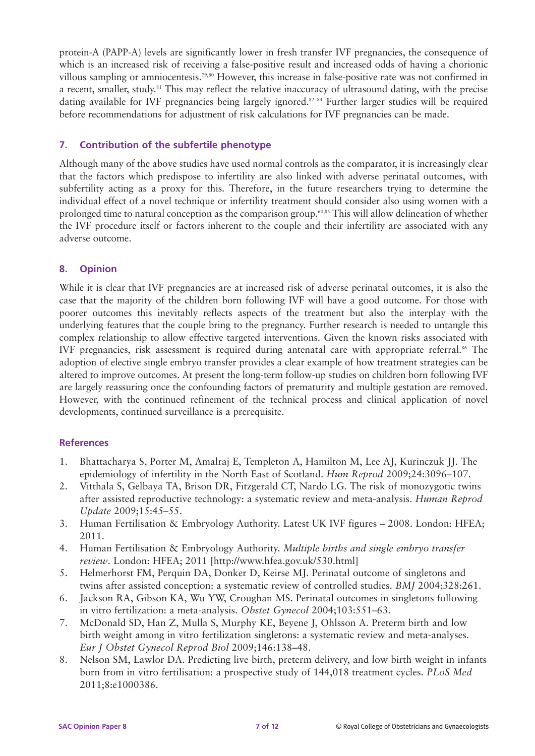protein-A (PAPP-A) levels are significantly lower in fresh transfer IVF pregnancies, the consequence of which is an increased risk of receiving a false-positive result and increased odds of having a chorionic villous sampling or amniocentesis.[79,80] However, this increase in false-positive rate was not confirmed in a recent, smaller, study.[81] This may reflect the relative inaccuracy of ultrasound dating, with the precise dating available for IVF pregnancies being largely ignored.[82–84] Further larger studies will be required before recommendations for adjustment of risk calculations for IVF pregnancies can be made.

## 7. Contribution of the subfertile phenotype

Although many of the above studies have used normal controls as the comparator, it is increasingly clear that the factors which predispose to infertility are also linked with adverse perinatal outcomes, with subfertility acting as a proxy for this. Therefore, in the future researchers trying to determine the individual effect of a novel technique or infertility treatment should consider also using women with a prolonged time to natural conception as the comparison group.[60,85] This will allow delineation of whether the IVF procedure itself or factors inherent to the couple and their infertility are associated with any adverse outcome.

## 8. Opinion

While it is clear that IVF pregnancies are at increased risk of adverse perinatal outcomes, it is also the case that the majority of the children born following IVF will have a good outcome. For those with poorer outcomes this inevitably reflects aspects of the treatment but also the interplay with the underlying features that the couple bring to the pregnancy. Further research is needed to untangle this complex relationship to allow effective targeted interventions. Given the known risks associated with IVF pregnancies, risk assessment is required during antenatal care with appropriate referral.[86] The adoption of elective single embryo transfer provides a clear example of how treatment strategies can be altered to improve outcomes. At present the long-term follow-up studies on children born following IVF are largely reassuring once the confounding factors of prematurity and multiple gestation are removed. However, with the continued refinement of the technical process and clinical application of novel developments, continued surveillance is a prerequisite.

## References

1. Bhattacharya S, Porter M, Amalraj E, Templeton A, Hamilton M, Lee AJ, Kurinczuk JJ. The epidemiology of infertility in the North East of Scotland. *Hum Reprod* 2009;24:3096–107.
2. Vitthala S, Gelbaya TA, Brison DR, Fitzgerald CT, Nardo LG. The risk of monozygotic twins after assisted reproductive technology: a systematic review and meta-analysis. *Human Reprod Update* 2009;15:45–55.
3. Human Fertilisation & Embryology Authority. Latest UK IVF figures – 2008. London: HFEA; 2011.
4. Human Fertilisation & Embryology Authority. *Multiple births and single embryo transfer review*. London: HFEA; 2011 [http://www.hfea.gov.uk/530.html]
5. Helmerhorst FM, Perquin DA, Donker D, Keirse MJ. Perinatal outcome of singletons and twins after assisted conception: a systematic review of controlled studies. *BMJ* 2004;328:261.
6. Jackson RA, Gibson KA, Wu YW, Croughan MS. Perinatal outcomes in singletons following in vitro fertilization: a meta-analysis. *Obstet Gynecol* 2004;103:551–63.
7. McDonald SD, Han Z, Mulla S, Murphy KE, Beyene J, Ohlsson A. Preterm birth and low birth weight among in vitro fertilization singletons: a systematic review and meta-analyses. *Eur J Obstet Gynecol Reprod Biol* 2009;146:138–48.
8. Nelson SM, Lawlor DA. Predicting live birth, preterm delivery, and low birth weight in infants born from in vitro fertilisation: a prospective study of 144,018 treatment cycles. *PLoS Med* 2011;8:e1000386.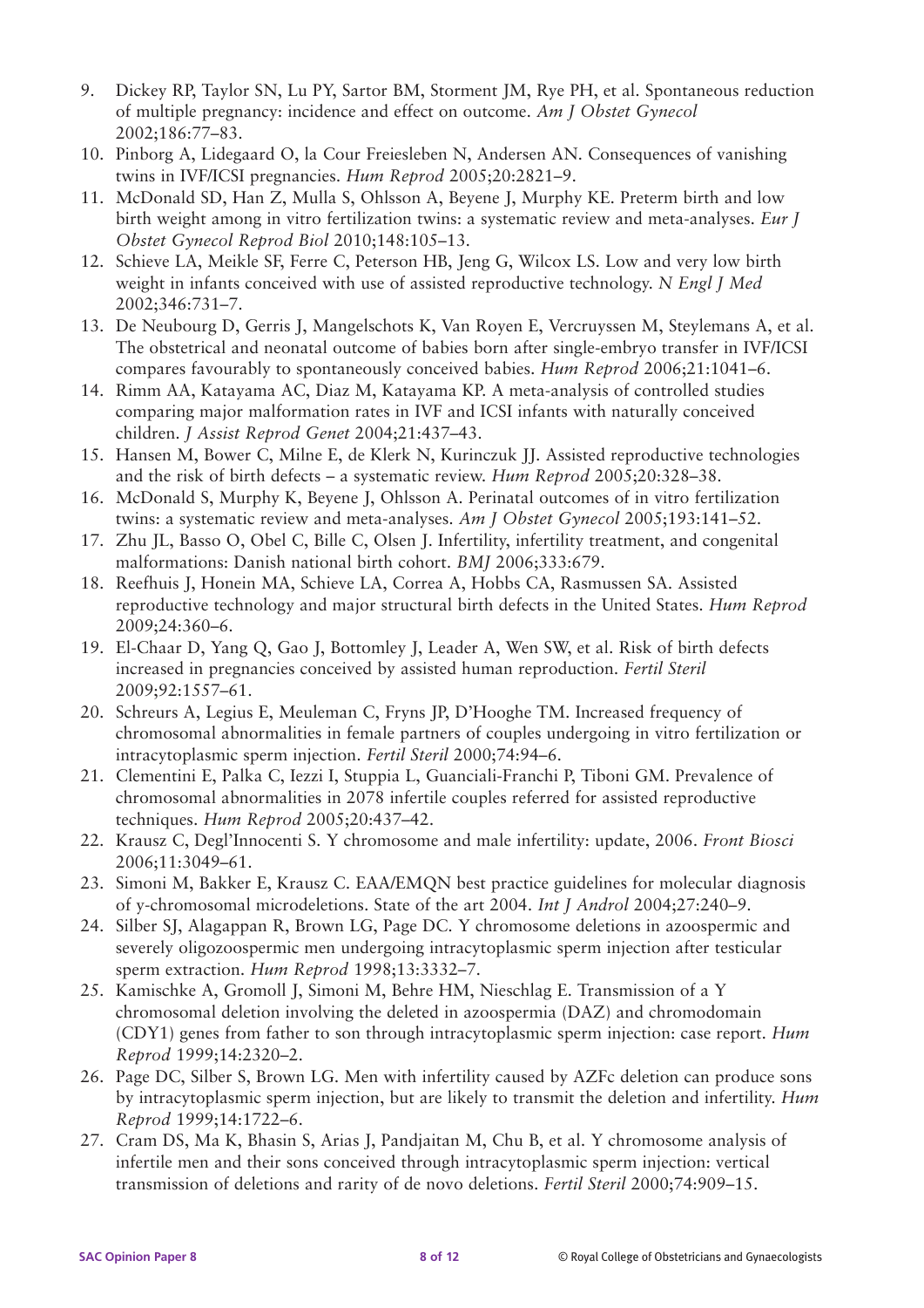9. Dickey RP, Taylor SN, Lu PY, Sartor BM, Storment JM, Rye PH, et al. Spontaneous reduction of multiple pregnancy: incidence and effect on outcome. *Am J Obstet Gynecol* 2002;186:77–83.
10. Pinborg A, Lidegaard O, la Cour Freiesleben N, Andersen AN. Consequences of vanishing twins in IVF/ICSI pregnancies. *Hum Reprod* 2005;20:2821–9.
11. McDonald SD, Han Z, Mulla S, Ohlsson A, Beyene J, Murphy KE. Preterm birth and low birth weight among in vitro fertilization twins: a systematic review and meta-analyses. *Eur J Obstet Gynecol Reprod Biol* 2010;148:105–13.
12. Schieve LA, Meikle SF, Ferre C, Peterson HB, Jeng G, Wilcox LS. Low and very low birth weight in infants conceived with use of assisted reproductive technology. *N Engl J Med* 2002;346:731–7.
13. De Neubourg D, Gerris J, Mangelschots K, Van Royen E, Vercruyssen M, Steylemans A, et al. The obstetrical and neonatal outcome of babies born after single-embryo transfer in IVF/ICSI compares favourably to spontaneously conceived babies. *Hum Reprod* 2006;21:1041–6.
14. Rimm AA, Katayama AC, Diaz M, Katayama KP. A meta-analysis of controlled studies comparing major malformation rates in IVF and ICSI infants with naturally conceived children. *J Assist Reprod Genet* 2004;21:437–43.
15. Hansen M, Bower C, Milne E, de Klerk N, Kurinczuk JJ. Assisted reproductive technologies and the risk of birth defects – a systematic review. *Hum Reprod* 2005;20:328–38.
16. McDonald S, Murphy K, Beyene J, Ohlsson A. Perinatal outcomes of in vitro fertilization twins: a systematic review and meta-analyses. *Am J Obstet Gynecol* 2005;193:141–52.
17. Zhu JL, Basso O, Obel C, Bille C, Olsen J. Infertility, infertility treatment, and congenital malformations: Danish national birth cohort. *BMJ* 2006;333:679.
18. Reefhuis J, Honein MA, Schieve LA, Correa A, Hobbs CA, Rasmussen SA. Assisted reproductive technology and major structural birth defects in the United States. *Hum Reprod* 2009;24:360–6.
19. El-Chaar D, Yang Q, Gao J, Bottomley J, Leader A, Wen SW, et al. Risk of birth defects increased in pregnancies conceived by assisted human reproduction. *Fertil Steril* 2009;92:1557–61.
20. Schreurs A, Legius E, Meuleman C, Fryns JP, D'Hooghe TM. Increased frequency of chromosomal abnormalities in female partners of couples undergoing in vitro fertilization or intracytoplasmic sperm injection. *Fertil Steril* 2000;74:94–6.
21. Clementini E, Palka C, Iezzi I, Stuppia L, Guanciali-Franchi P, Tiboni GM. Prevalence of chromosomal abnormalities in 2078 infertile couples referred for assisted reproductive techniques. *Hum Reprod* 2005;20:437–42.
22. Krausz C, Degl'Innocenti S. Y chromosome and male infertility: update, 2006. *Front Biosci* 2006;11:3049–61.
23. Simoni M, Bakker E, Krausz C. EAA/EMQN best practice guidelines for molecular diagnosis of y-chromosomal microdeletions. State of the art 2004. *Int J Androl* 2004;27:240–9.
24. Silber SJ, Alagappan R, Brown LG, Page DC. Y chromosome deletions in azoospermic and severely oligozoospermic men undergoing intracytoplasmic sperm injection after testicular sperm extraction. *Hum Reprod* 1998;13:3332–7.
25. Kamischke A, Gromoll J, Simoni M, Behre HM, Nieschlag E. Transmission of a Y chromosomal deletion involving the deleted in azoospermia (DAZ) and chromodomain (CDY1) genes from father to son through intracytoplasmic sperm injection: case report. *Hum Reprod* 1999;14:2320–2.
26. Page DC, Silber S, Brown LG. Men with infertility caused by AZFc deletion can produce sons by intracytoplasmic sperm injection, but are likely to transmit the deletion and infertility. *Hum Reprod* 1999;14:1722–6.
27. Cram DS, Ma K, Bhasin S, Arias J, Pandjaitan M, Chu B, et al. Y chromosome analysis of infertile men and their sons conceived through intracytoplasmic sperm injection: vertical transmission of deletions and rarity of de novo deletions. *Fertil Steril* 2000;74:909–15.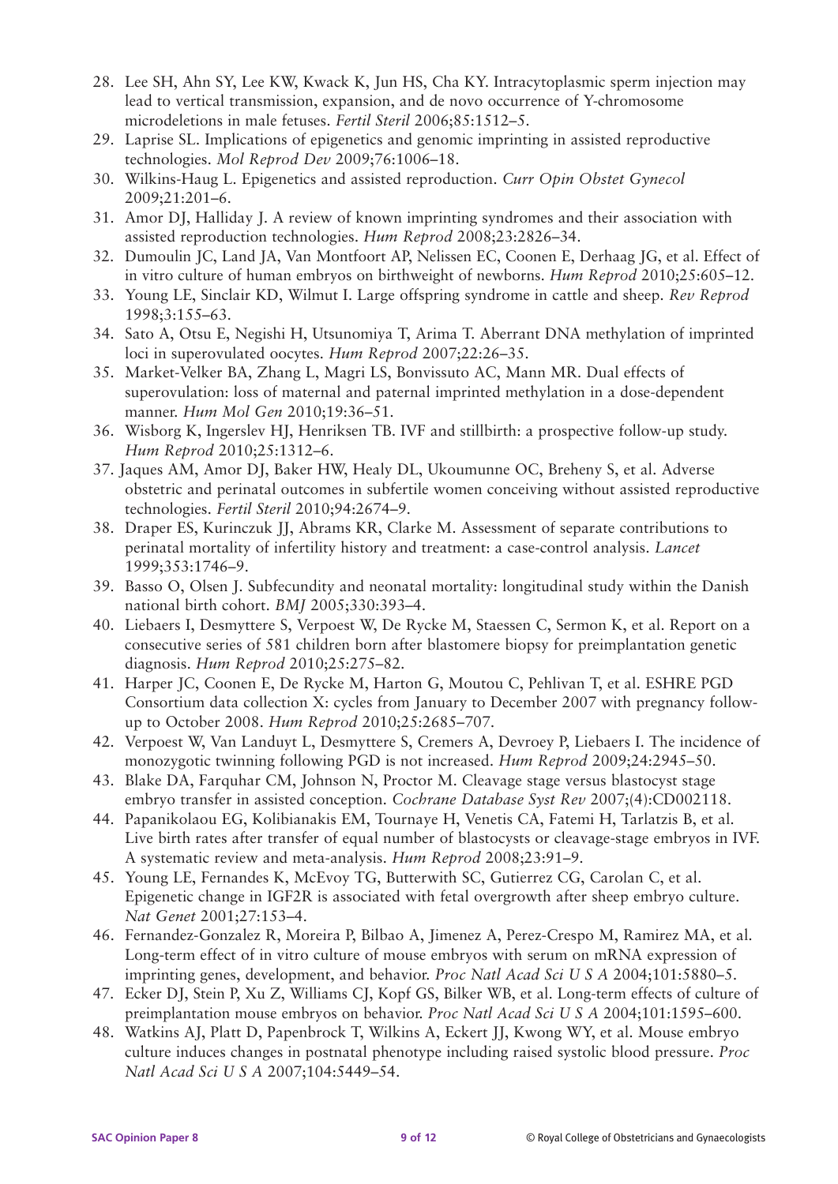28. Lee SH, Ahn SY, Lee KW, Kwack K, Jun HS, Cha KY. Intracytoplasmic sperm injection may lead to vertical transmission, expansion, and de novo occurrence of Y-chromosome microdeletions in male fetuses. *Fertil Steril* 2006;85:1512–5.
29. Laprise SL. Implications of epigenetics and genomic imprinting in assisted reproductive technologies. *Mol Reprod Dev* 2009;76:1006–18.
30. Wilkins-Haug L. Epigenetics and assisted reproduction. *Curr Opin Obstet Gynecol* 2009;21:201–6.
31. Amor DJ, Halliday J. A review of known imprinting syndromes and their association with assisted reproduction technologies. *Hum Reprod* 2008;23:2826–34.
32. Dumoulin JC, Land JA, Van Montfoort AP, Nelissen EC, Coonen E, Derhaag JG, et al. Effect of in vitro culture of human embryos on birthweight of newborns. *Hum Reprod* 2010;25:605–12.
33. Young LE, Sinclair KD, Wilmut I. Large offspring syndrome in cattle and sheep. *Rev Reprod* 1998;3:155–63.
34. Sato A, Otsu E, Negishi H, Utsunomiya T, Arima T. Aberrant DNA methylation of imprinted loci in superovulated oocytes. *Hum Reprod* 2007;22:26–35.
35. Market-Velker BA, Zhang L, Magri LS, Bonvissuto AC, Mann MR. Dual effects of superovulation: loss of maternal and paternal imprinted methylation in a dose-dependent manner. *Hum Mol Gen* 2010;19:36–51.
36. Wisborg K, Ingerslev HJ, Henriksen TB. IVF and stillbirth: a prospective follow-up study. *Hum Reprod* 2010;25:1312–6.
37. Jaques AM, Amor DJ, Baker HW, Healy DL, Ukoumunne OC, Breheny S, et al. Adverse obstetric and perinatal outcomes in subfertile women conceiving without assisted reproductive technologies. *Fertil Steril* 2010;94:2674–9.
38. Draper ES, Kurinczuk JJ, Abrams KR, Clarke M. Assessment of separate contributions to perinatal mortality of infertility history and treatment: a case-control analysis. *Lancet* 1999;353:1746–9.
39. Basso O, Olsen J. Subfecundity and neonatal mortality: longitudinal study within the Danish national birth cohort. *BMJ* 2005;330:393–4.
40. Liebaers I, Desmyttere S, Verpoest W, De Rycke M, Staessen C, Sermon K, et al. Report on a consecutive series of 581 children born after blastomere biopsy for preimplantation genetic diagnosis. *Hum Reprod* 2010;25:275–82.
41. Harper JC, Coonen E, De Rycke M, Harton G, Moutou C, Pehlivan T, et al. ESHRE PGD Consortium data collection X: cycles from January to December 2007 with pregnancy follow-up to October 2008. *Hum Reprod* 2010;25:2685–707.
42. Verpoest W, Van Landuyt L, Desmyttere S, Cremers A, Devroey P, Liebaers I. The incidence of monozygotic twinning following PGD is not increased. *Hum Reprod* 2009;24:2945–50.
43. Blake DA, Farquhar CM, Johnson N, Proctor M. Cleavage stage versus blastocyst stage embryo transfer in assisted conception. *Cochrane Database Syst Rev* 2007;(4):CD002118.
44. Papanikolaou EG, Kolibianakis EM, Tournaye H, Venetis CA, Fatemi H, Tarlatzis B, et al. Live birth rates after transfer of equal number of blastocysts or cleavage-stage embryos in IVF. A systematic review and meta-analysis. *Hum Reprod* 2008;23:91–9.
45. Young LE, Fernandes K, McEvoy TG, Butterwith SC, Gutierrez CG, Carolan C, et al. Epigenetic change in IGF2R is associated with fetal overgrowth after sheep embryo culture. *Nat Genet* 2001;27:153–4.
46. Fernandez-Gonzalez R, Moreira P, Bilbao A, Jimenez A, Perez-Crespo M, Ramirez MA, et al. Long-term effect of in vitro culture of mouse embryos with serum on mRNA expression of imprinting genes, development, and behavior. *Proc Natl Acad Sci U S A* 2004;101:5880–5.
47. Ecker DJ, Stein P, Xu Z, Williams CJ, Kopf GS, Bilker WB, et al. Long-term effects of culture of preimplantation mouse embryos on behavior. *Proc Natl Acad Sci U S A* 2004;101:1595–600.
48. Watkins AJ, Platt D, Papenbrock T, Wilkins A, Eckert JJ, Kwong WY, et al. Mouse embryo culture induces changes in postnatal phenotype including raised systolic blood pressure. *Proc Natl Acad Sci U S A* 2007;104:5449–54.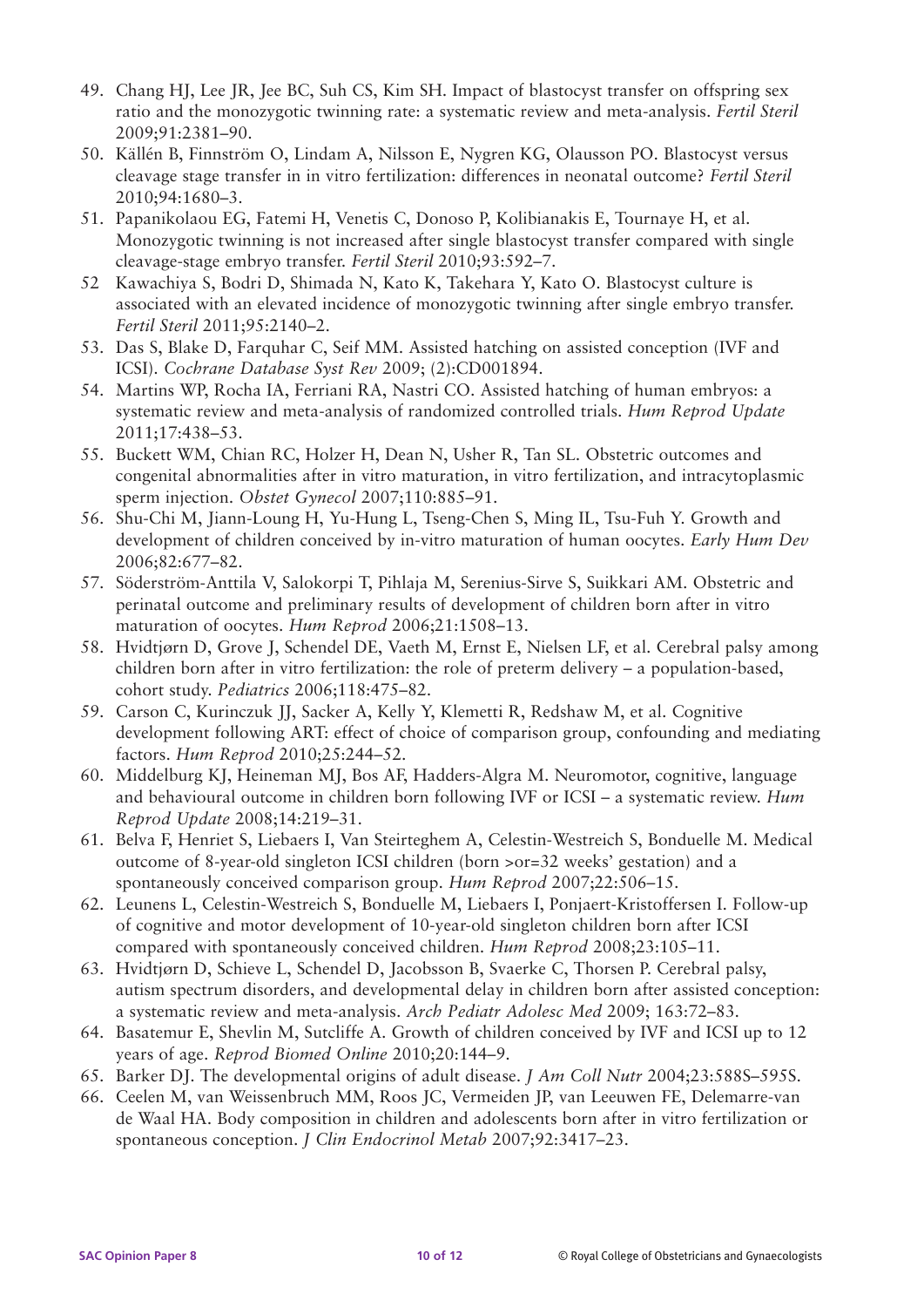49. Chang HJ, Lee JR, Jee BC, Suh CS, Kim SH. Impact of blastocyst transfer on offspring sex ratio and the monozygotic twinning rate: a systematic review and meta-analysis. *Fertil Steril* 2009;91:2381–90.
50. Källén B, Finnström O, Lindam A, Nilsson E, Nygren KG, Olausson PO. Blastocyst versus cleavage stage transfer in in vitro fertilization: differences in neonatal outcome? *Fertil Steril* 2010;94:1680–3.
51. Papanikolaou EG, Fatemi H, Venetis C, Donoso P, Kolibianakis E, Tournaye H, et al. Monozygotic twinning is not increased after single blastocyst transfer compared with single cleavage-stage embryo transfer. *Fertil Steril* 2010;93:592–7.
52 Kawachiya S, Bodri D, Shimada N, Kato K, Takehara Y, Kato O. Blastocyst culture is associated with an elevated incidence of monozygotic twinning after single embryo transfer. *Fertil Steril* 2011;95:2140–2.
53. Das S, Blake D, Farquhar C, Seif MM. Assisted hatching on assisted conception (IVF and ICSI). *Cochrane Database Syst Rev* 2009; (2):CD001894.
54. Martins WP, Rocha IA, Ferriani RA, Nastri CO. Assisted hatching of human embryos: a systematic review and meta-analysis of randomized controlled trials. *Hum Reprod Update* 2011;17:438–53.
55. Buckett WM, Chian RC, Holzer H, Dean N, Usher R, Tan SL. Obstetric outcomes and congenital abnormalities after in vitro maturation, in vitro fertilization, and intracytoplasmic sperm injection. *Obstet Gynecol* 2007;110:885–91.
56. Shu-Chi M, Jiann-Loung H, Yu-Hung L, Tseng-Chen S, Ming IL, Tsu-Fuh Y. Growth and development of children conceived by in-vitro maturation of human oocytes. *Early Hum Dev* 2006;82:677–82.
57. Söderström-Anttila V, Salokorpi T, Pihlaja M, Serenius-Sirve S, Suikkari AM. Obstetric and perinatal outcome and preliminary results of development of children born after in vitro maturation of oocytes. *Hum Reprod* 2006;21:1508–13.
58. Hvidtjørn D, Grove J, Schendel DE, Vaeth M, Ernst E, Nielsen LF, et al. Cerebral palsy among children born after in vitro fertilization: the role of preterm delivery – a population-based, cohort study. *Pediatrics* 2006;118:475–82.
59. Carson C, Kurinczuk JJ, Sacker A, Kelly Y, Klemetti R, Redshaw M, et al. Cognitive development following ART: effect of choice of comparison group, confounding and mediating factors. *Hum Reprod* 2010;25:244–52.
60. Middelburg KJ, Heineman MJ, Bos AF, Hadders-Algra M. Neuromotor, cognitive, language and behavioural outcome in children born following IVF or ICSI – a systematic review. *Hum Reprod Update* 2008;14:219–31.
61. Belva F, Henriet S, Liebaers I, Van Steirteghem A, Celestin-Westreich S, Bonduelle M. Medical outcome of 8-year-old singleton ICSI children (born >or=32 weeks' gestation) and a spontaneously conceived comparison group. *Hum Reprod* 2007;22:506–15.
62. Leunens L, Celestin-Westreich S, Bonduelle M, Liebaers I, Ponjaert-Kristoffersen I. Follow-up of cognitive and motor development of 10-year-old singleton children born after ICSI compared with spontaneously conceived children. *Hum Reprod* 2008;23:105–11.
63. Hvidtjørn D, Schieve L, Schendel D, Jacobsson B, Svaerke C, Thorsen P. Cerebral palsy, autism spectrum disorders, and developmental delay in children born after assisted conception: a systematic review and meta-analysis. *Arch Pediatr Adolesc Med* 2009; 163:72–83.
64. Basatemur E, Shevlin M, Sutcliffe A. Growth of children conceived by IVF and ICSI up to 12 years of age. *Reprod Biomed Online* 2010;20:144–9.
65. Barker DJ. The developmental origins of adult disease. *J Am Coll Nutr* 2004;23:588S–595S.
66. Ceelen M, van Weissenbruch MM, Roos JC, Vermeiden JP, van Leeuwen FE, Delemarre-van de Waal HA. Body composition in children and adolescents born after in vitro fertilization or spontaneous conception. *J Clin Endocrinol Metab* 2007;92:3417–23.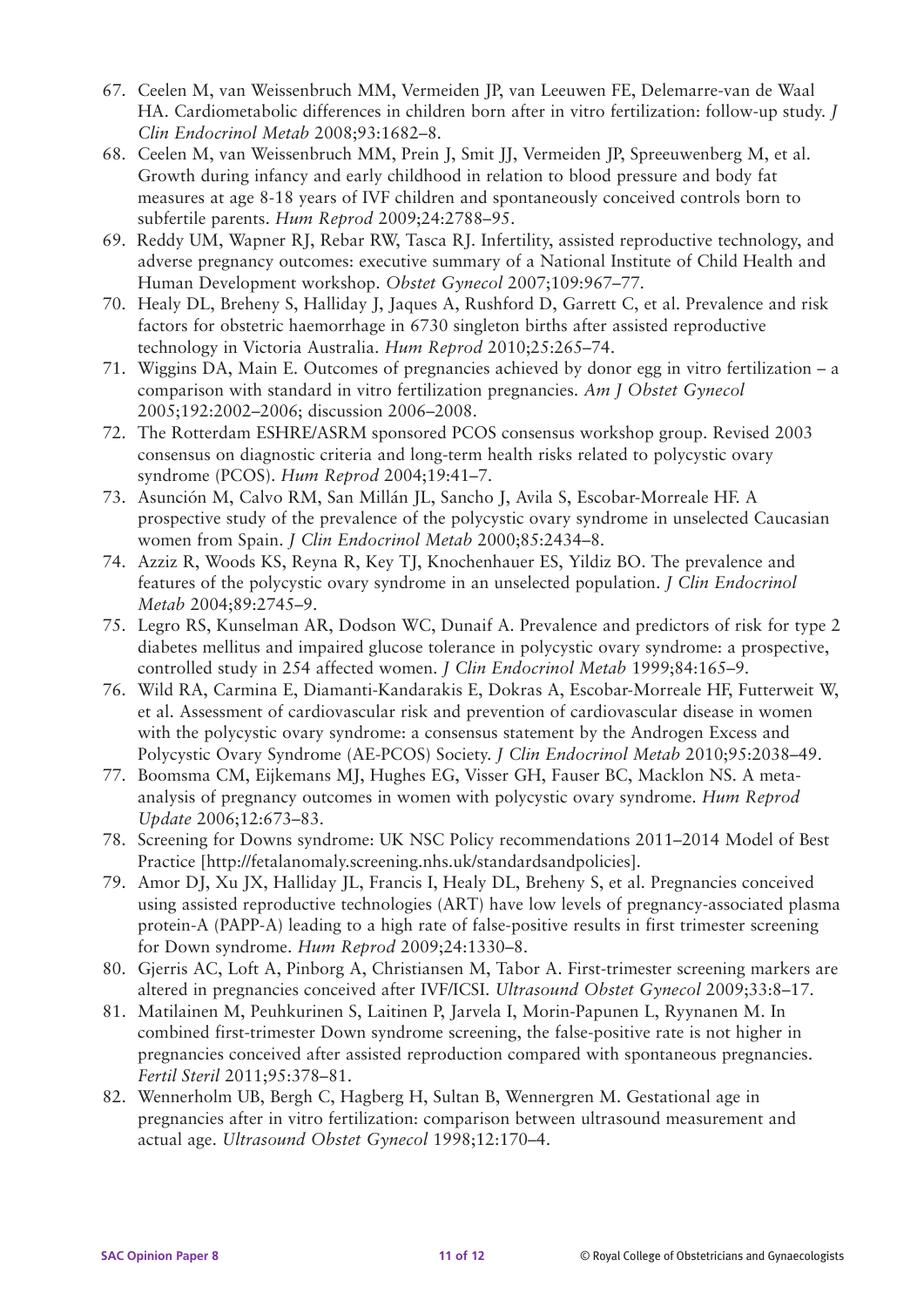67. Ceelen M, van Weissenbruch MM, Vermeiden JP, van Leeuwen FE, Delemarre-van de Waal HA. Cardiometabolic differences in children born after in vitro fertilization: follow-up study. *J Clin Endocrinol Metab* 2008;93:1682–8.
68. Ceelen M, van Weissenbruch MM, Prein J, Smit JJ, Vermeiden JP, Spreeuwenberg M, et al. Growth during infancy and early childhood in relation to blood pressure and body fat measures at age 8-18 years of IVF children and spontaneously conceived controls born to subfertile parents. *Hum Reprod* 2009;24:2788–95.
69. Reddy UM, Wapner RJ, Rebar RW, Tasca RJ. Infertility, assisted reproductive technology, and adverse pregnancy outcomes: executive summary of a National Institute of Child Health and Human Development workshop. *Obstet Gynecol* 2007;109:967–77.
70. Healy DL, Breheny S, Halliday J, Jaques A, Rushford D, Garrett C, et al. Prevalence and risk factors for obstetric haemorrhage in 6730 singleton births after assisted reproductive technology in Victoria Australia. *Hum Reprod* 2010;25:265–74.
71. Wiggins DA, Main E. Outcomes of pregnancies achieved by donor egg in vitro fertilization – a comparison with standard in vitro fertilization pregnancies. *Am J Obstet Gynecol* 2005;192:2002–2006; discussion 2006–2008.
72. The Rotterdam ESHRE/ASRM sponsored PCOS consensus workshop group. Revised 2003 consensus on diagnostic criteria and long-term health risks related to polycystic ovary syndrome (PCOS). *Hum Reprod* 2004;19:41–7.
73. Asunción M, Calvo RM, San Millán JL, Sancho J, Avila S, Escobar-Morreale HF. A prospective study of the prevalence of the polycystic ovary syndrome in unselected Caucasian women from Spain. *J Clin Endocrinol Metab* 2000;85:2434–8.
74. Azziz R, Woods KS, Reyna R, Key TJ, Knochenhauer ES, Yildiz BO. The prevalence and features of the polycystic ovary syndrome in an unselected population. *J Clin Endocrinol Metab* 2004;89:2745–9.
75. Legro RS, Kunselman AR, Dodson WC, Dunaif A. Prevalence and predictors of risk for type 2 diabetes mellitus and impaired glucose tolerance in polycystic ovary syndrome: a prospective, controlled study in 254 affected women. *J Clin Endocrinol Metab* 1999;84:165–9.
76. Wild RA, Carmina E, Diamanti-Kandarakis E, Dokras A, Escobar-Morreale HF, Futterweit W, et al. Assessment of cardiovascular risk and prevention of cardiovascular disease in women with the polycystic ovary syndrome: a consensus statement by the Androgen Excess and Polycystic Ovary Syndrome (AE-PCOS) Society. *J Clin Endocrinol Metab* 2010;95:2038–49.
77. Boomsma CM, Eijkemans MJ, Hughes EG, Visser GH, Fauser BC, Macklon NS. A meta-analysis of pregnancy outcomes in women with polycystic ovary syndrome. *Hum Reprod Update* 2006;12:673–83.
78. Screening for Downs syndrome: UK NSC Policy recommendations 2011–2014 Model of Best Practice [http://fetalanomaly.screening.nhs.uk/standardsandpolicies].
79. Amor DJ, Xu JX, Halliday JL, Francis I, Healy DL, Breheny S, et al. Pregnancies conceived using assisted reproductive technologies (ART) have low levels of pregnancy-associated plasma protein-A (PAPP-A) leading to a high rate of false-positive results in first trimester screening for Down syndrome. *Hum Reprod* 2009;24:1330–8.
80. Gjerris AC, Loft A, Pinborg A, Christiansen M, Tabor A. First-trimester screening markers are altered in pregnancies conceived after IVF/ICSI. *Ultrasound Obstet Gynecol* 2009;33:8–17.
81. Matilainen M, Peuhkurinen S, Laitinen P, Jarvela I, Morin-Papunen L, Ryynanen M. In combined first-trimester Down syndrome screening, the false-positive rate is not higher in pregnancies conceived after assisted reproduction compared with spontaneous pregnancies. *Fertil Steril* 2011;95:378–81.
82. Wennerholm UB, Bergh C, Hagberg H, Sultan B, Wennergren M. Gestational age in pregnancies after in vitro fertilization: comparison between ultrasound measurement and actual age. *Ultrasound Obstet Gynecol* 1998;12:170–4.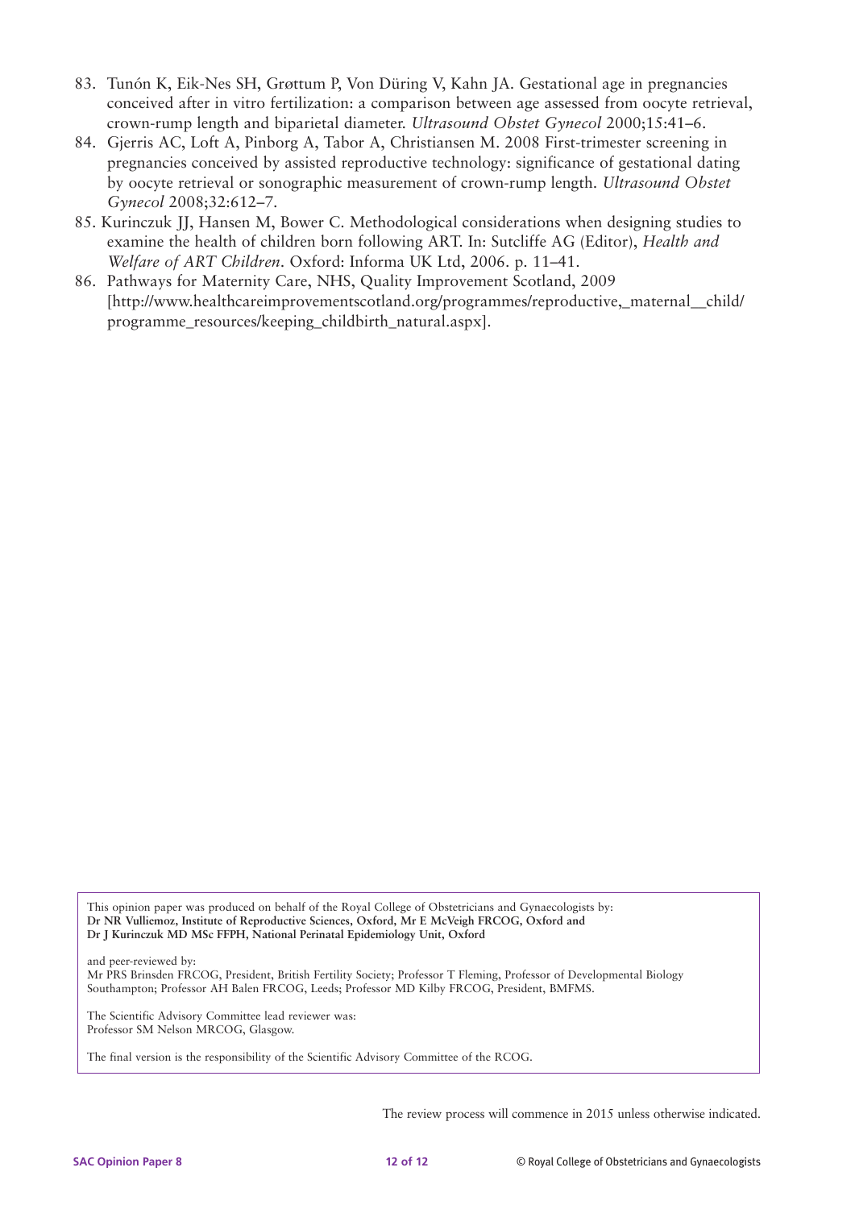83. Tunón K, Eik-Nes SH, Grøttum P, Von Düring V, Kahn JA. Gestational age in pregnancies conceived after in vitro fertilization: a comparison between age assessed from oocyte retrieval, crown-rump length and biparietal diameter. *Ultrasound Obstet Gynecol* 2000;15:41–6.
84. Gjerris AC, Loft A, Pinborg A, Tabor A, Christiansen M. 2008 First-trimester screening in pregnancies conceived by assisted reproductive technology: significance of gestational dating by oocyte retrieval or sonographic measurement of crown-rump length. *Ultrasound Obstet Gynecol* 2008;32:612–7.
85. Kurinczuk JJ, Hansen M, Bower C. Methodological considerations when designing studies to examine the health of children born following ART. In: Sutcliffe AG (Editor), *Health and Welfare of ART Children*. Oxford: Informa UK Ltd, 2006. p. 11–41.
86. Pathways for Maternity Care, NHS, Quality Improvement Scotland, 2009 [http://www.healthcareimprovementscotland.org/programmes/reproductive,_maternal__child/programme_resources/keeping_childbirth_natural.aspx].

This opinion paper was produced on behalf of the Royal College of Obstetricians and Gynaecologists by:
**Dr NR Vulliemoz, Institute of Reproductive Sciences, Oxford, Mr E McVeigh FRCOG, Oxford and Dr J Kurinczuk MD MSc FFPH, National Perinatal Epidemiology Unit, Oxford**

and peer-reviewed by:
Mr PRS Brinsden FRCOG, President, British Fertility Society; Professor T Fleming, Professor of Developmental Biology Southampton; Professor AH Balen FRCOG, Leeds; Professor MD Kilby FRCOG, President, BMFMS.

The Scientific Advisory Committee lead reviewer was:
Professor SM Nelson MRCOG, Glasgow.

The final version is the responsibility of the Scientific Advisory Committee of the RCOG.

The review process will commence in 2015 unless otherwise indicated.